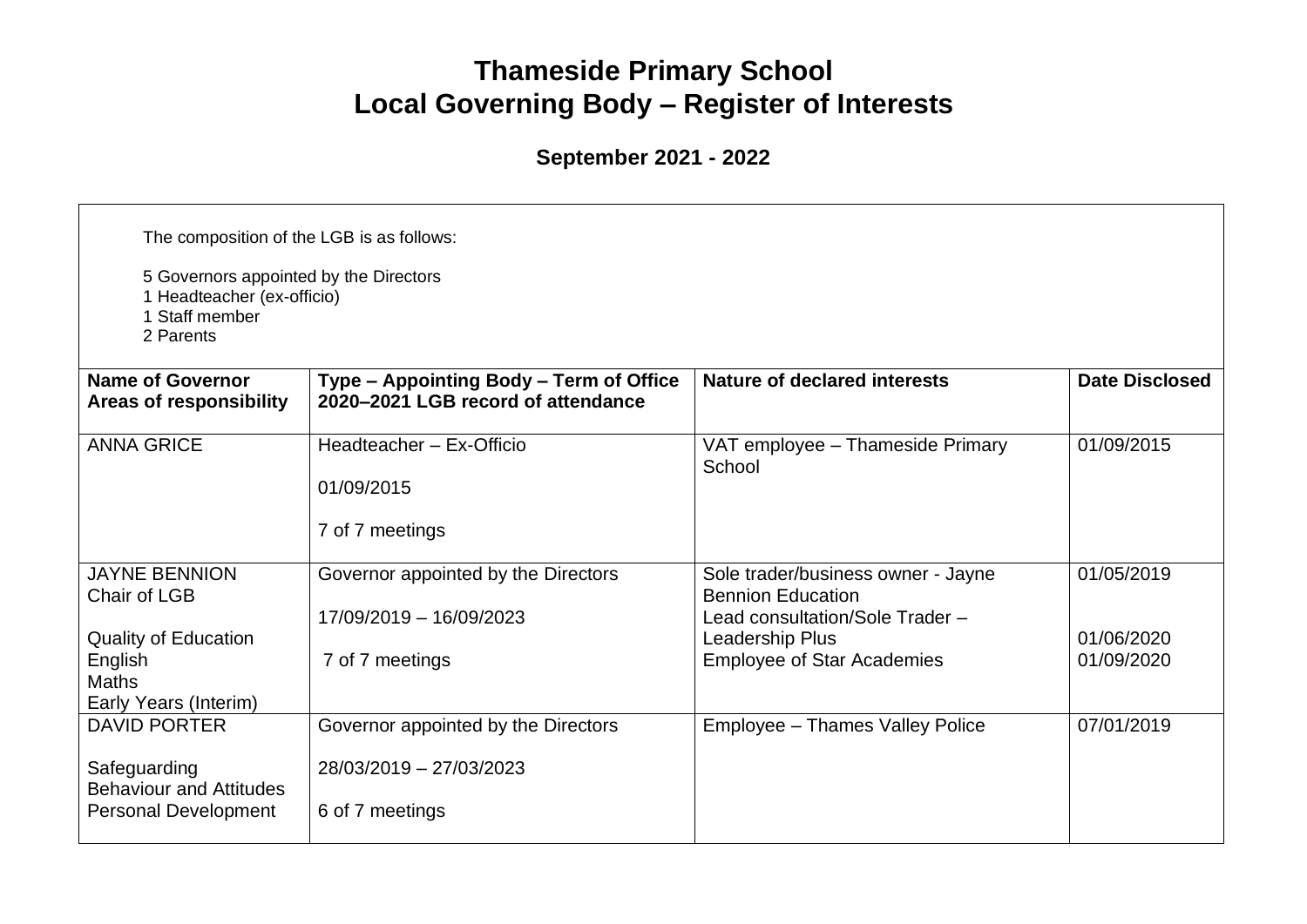# Thameside Primary School
# Local Governing Body – Register of Interests

## September 2021 - 2022

The composition of the LGB is as follows:

5 Governors appointed by the Directors
1 Headteacher (ex-officio)
1 Staff member
2 Parents

| Name of Governor<br>Areas of responsibility | Type – Appointing Body – Term of Office<br>2020–2021 LGB record of attendance | Nature of declared interests | Date Disclosed |
|---|---|---|---|
| ANNA GRICE | Headteacher – Ex-Officio<br><br>01/09/2015<br><br>7 of 7 meetings | VAT employee – Thameside Primary School | 01/09/2015 |
| JAYNE BENNION<br>Chair of LGB<br><br>Quality of Education<br>English<br>Maths<br>Early Years (Interim) | Governor appointed by the Directors<br><br>17/09/2019 – 16/09/2023<br><br>7 of 7 meetings | Sole trader/business owner - Jayne Bennion Education<br>Lead consultation/Sole Trader – Leadership Plus<br>Employee of Star Academies | 01/05/2019<br><br>01/06/2020<br>01/09/2020 |
| DAVID PORTER<br><br>Safeguarding<br>Behaviour and Attitudes<br>Personal Development | Governor appointed by the Directors<br><br>28/03/2019 – 27/03/2023<br><br>6 of 7 meetings | Employee – Thames Valley Police | 07/01/2019 |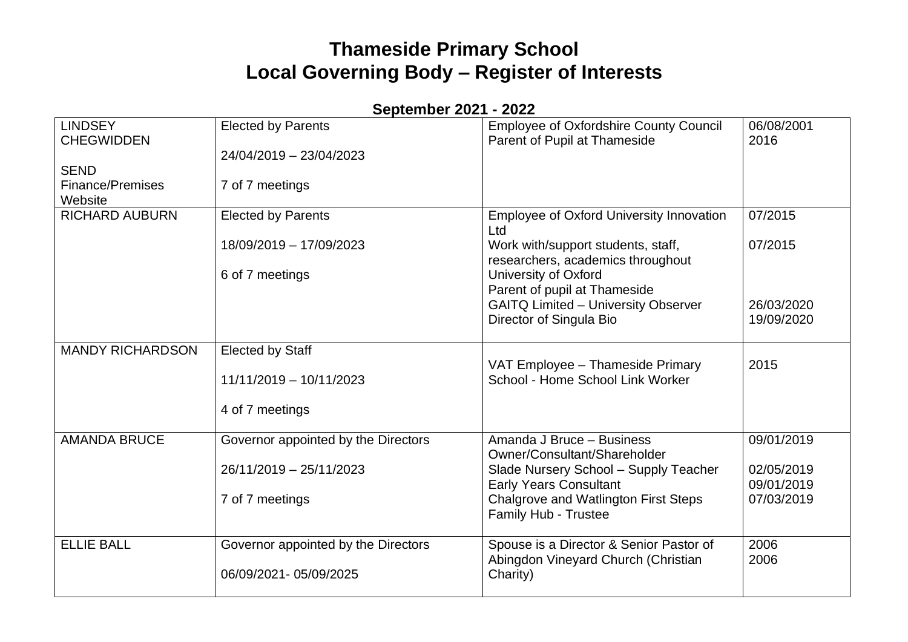# Thameside Primary School
# Local Governing Body – Register of Interests

**September 2021 - 2022**

| | | | |
|---|---|---|---|
| LINDSEY CHEGWIDDEN<br><br>SEND<br>Finance/Premises<br>Website | Elected by Parents<br><br>24/04/2019 – 23/04/2023<br><br>7 of 7 meetings | Employee of Oxfordshire County Council<br>Parent of Pupil at Thameside | 06/08/2001<br>2016 |
| RICHARD AUBURN | Elected by Parents<br><br>18/09/2019 – 17/09/2023<br><br>6 of 7 meetings | Employee of Oxford University Innovation Ltd<br>Work with/support students, staff, researchers, academics throughout University of Oxford<br>Parent of pupil at Thameside<br>GAITQ Limited – University Observer<br>Director of Singula Bio | 07/2015<br><br>07/2015<br><br><br>26/03/2020<br>19/09/2020 |
| MANDY RICHARDSON | Elected by Staff<br><br>11/11/2019 – 10/11/2023<br><br>4 of 7 meetings | VAT Employee – Thameside Primary School - Home School Link Worker | 2015 |
| AMANDA BRUCE | Governor appointed by the Directors<br><br>26/11/2019 – 25/11/2023<br><br>7 of 7 meetings | Amanda J Bruce – Business Owner/Consultant/Shareholder<br>Slade Nursery School – Supply Teacher<br>Early Years Consultant<br>Chalgrove and Watlington First Steps Family Hub - Trustee | 09/01/2019<br><br>02/05/2019<br>09/01/2019<br>07/03/2019 |
| ELLIE BALL | Governor appointed by the Directors<br><br>06/09/2021- 05/09/2025 | Spouse is a Director & Senior Pastor of Abingdon Vineyard Church (Christian Charity) | 2006<br>2006 |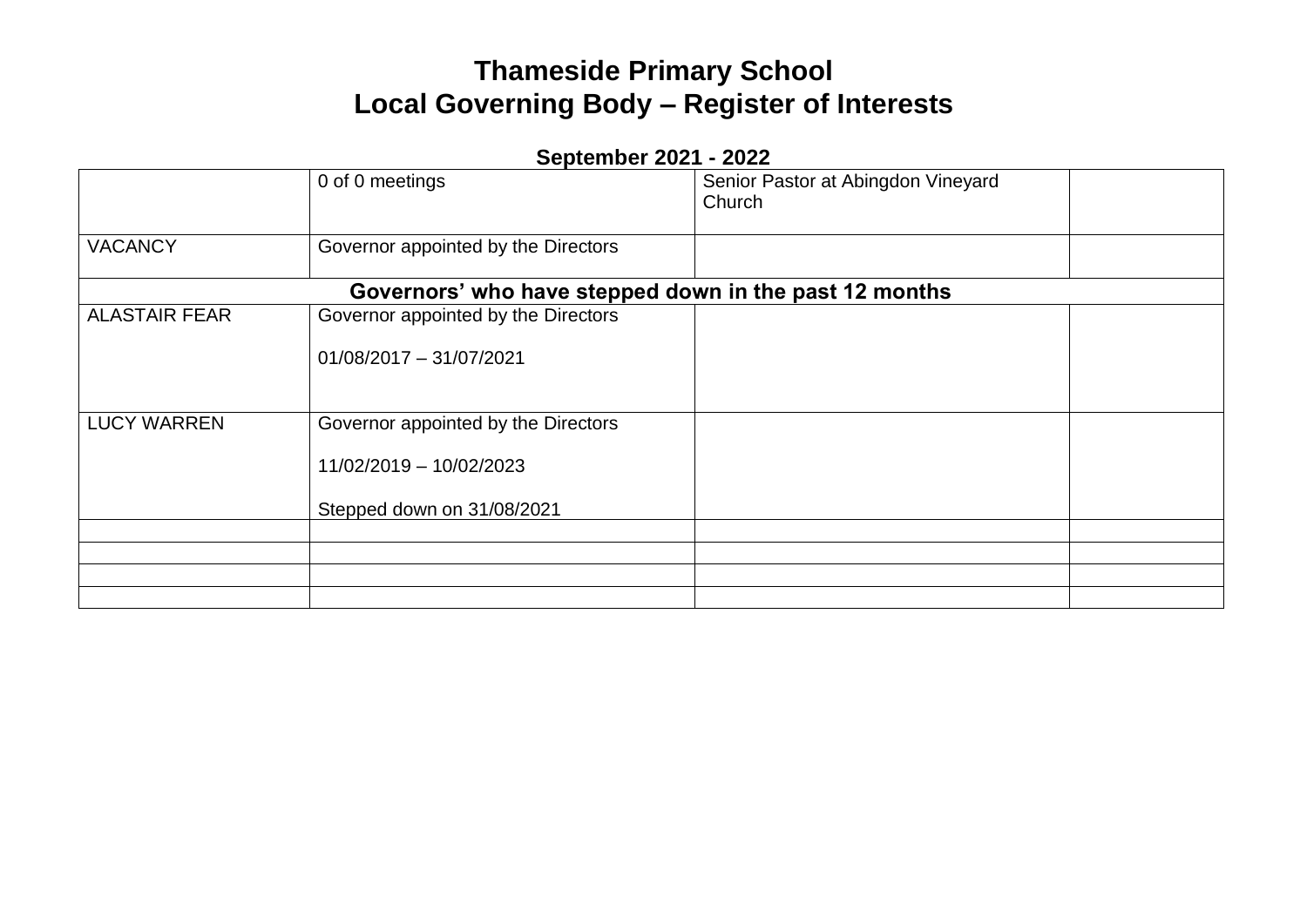# Thameside Primary School
# Local Governing Body – Register of Interests

**September 2021 - 2022**

| | | | |
|---|---|---|---|
| | 0 of 0 meetings | Senior Pastor at Abingdon Vineyard Church | |
| VACANCY | Governor appointed by the Directors | | |
| **Governors' who have stepped down in the past 12 months** | | | |
| ALASTAIR FEAR | Governor appointed by the Directors<br><br>01/08/2017 – 31/07/2021 | | |
| LUCY WARREN | Governor appointed by the Directors<br><br>11/02/2019 – 10/02/2023<br><br>Stepped down on 31/08/2021 | | |
| | | | |
| | | | |
| | | | |
| | | | |